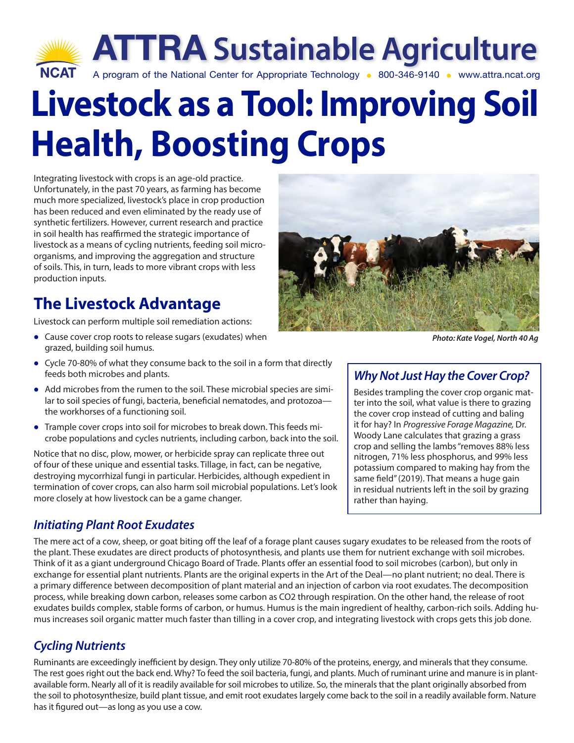ATTRA Sustainable Agriculture

A program of the National Center for Appropriate Technology • 800-346-9140 • www.attra.ncat.org

# Livestock as a Tool: Improving Soil Health, Boosting Crops

Integrating livestock with crops is an age-old practice. Unfortunately, in the past 70 years, as farming has become much more specialized, livestock's place in crop production has been reduced and even eliminated by the ready use of synthetic fertilizers. However, current research and practice in soil health has reaffirmed the strategic importance of livestock as a means of cycling nutrients, feeding soil microorganisms, and improving the aggregation and structure of soils. This, in turn, leads to more vibrant crops with less production inputs.

*Photo: Kate Vogel, North 40 Ag*

## The Livestock Advantage

Livestock can perform multiple soil remediation actions:

- Cause cover crop roots to release sugars (exudates) when grazed, building soil humus.
- Cycle 70-80% of what they consume back to the soil in a form that directly feeds both microbes and plants.
- Add microbes from the rumen to the soil. These microbial species are similar to soil species of fungi, bacteria, beneficial nematodes, and protozoa—the workhorses of a functioning soil.
- Trample cover crops into soil for microbes to break down. This feeds microbe populations and cycles nutrients, including carbon, back into the soil.

Notice that no disc, plow, mower, or herbicide spray can replicate three out of four of these unique and essential tasks. Tillage, in fact, can be negative, destroying mycorrhizal fungi in particular. Herbicides, although expedient in termination of cover crops, can also harm soil microbial populations. Let's look more closely at how livestock can be a game changer.

### *Why Not Just Hay the Cover Crop?*

Besides trampling the cover crop organic matter into the soil, what value is there to grazing the cover crop instead of cutting and baling it for hay? In *Progressive Forage Magazine,* Dr. Woody Lane calculates that grazing a grass crop and selling the lambs "removes 88% less nitrogen, 71% less phosphorus, and 99% less potassium compared to making hay from the same field" (2019). That means a huge gain in residual nutrients left in the soil by grazing rather than haying.

### *Initiating Plant Root Exudates*

The mere act of a cow, sheep, or goat biting off the leaf of a forage plant causes sugary exudates to be released from the roots of the plant. These exudates are direct products of photosynthesis, and plants use them for nutrient exchange with soil microbes. Think of it as a giant underground Chicago Board of Trade. Plants offer an essential food to soil microbes (carbon), but only in exchange for essential plant nutrients. Plants are the original experts in the Art of the Deal—no plant nutrient; no deal. There is a primary difference between decomposition of plant material and an injection of carbon via root exudates. The decomposition process, while breaking down carbon, releases some carbon as $CO_2$ through respiration. On the other hand, the release of root exudates builds complex, stable forms of carbon, or humus. Humus is the main ingredient of healthy, carbon-rich soils. Adding humus increases soil organic matter much faster than tilling in a cover crop, and integrating livestock with crops gets this job done.

### *Cycling Nutrients*

Ruminants are exceedingly inefficient by design. They only utilize 70-80% of the proteins, energy, and minerals that they consume. The rest goes right out the back end. Why? To feed the soil bacteria, fungi, and plants. Much of ruminant urine and manure is in plant-available form. Nearly all of it is readily available for soil microbes to utilize. So, the minerals that the plant originally absorbed from the soil to photosynthesize, build plant tissue, and emit root exudates largely come back to the soil in a readily available form. Nature has it figured out—as long as you use a cow.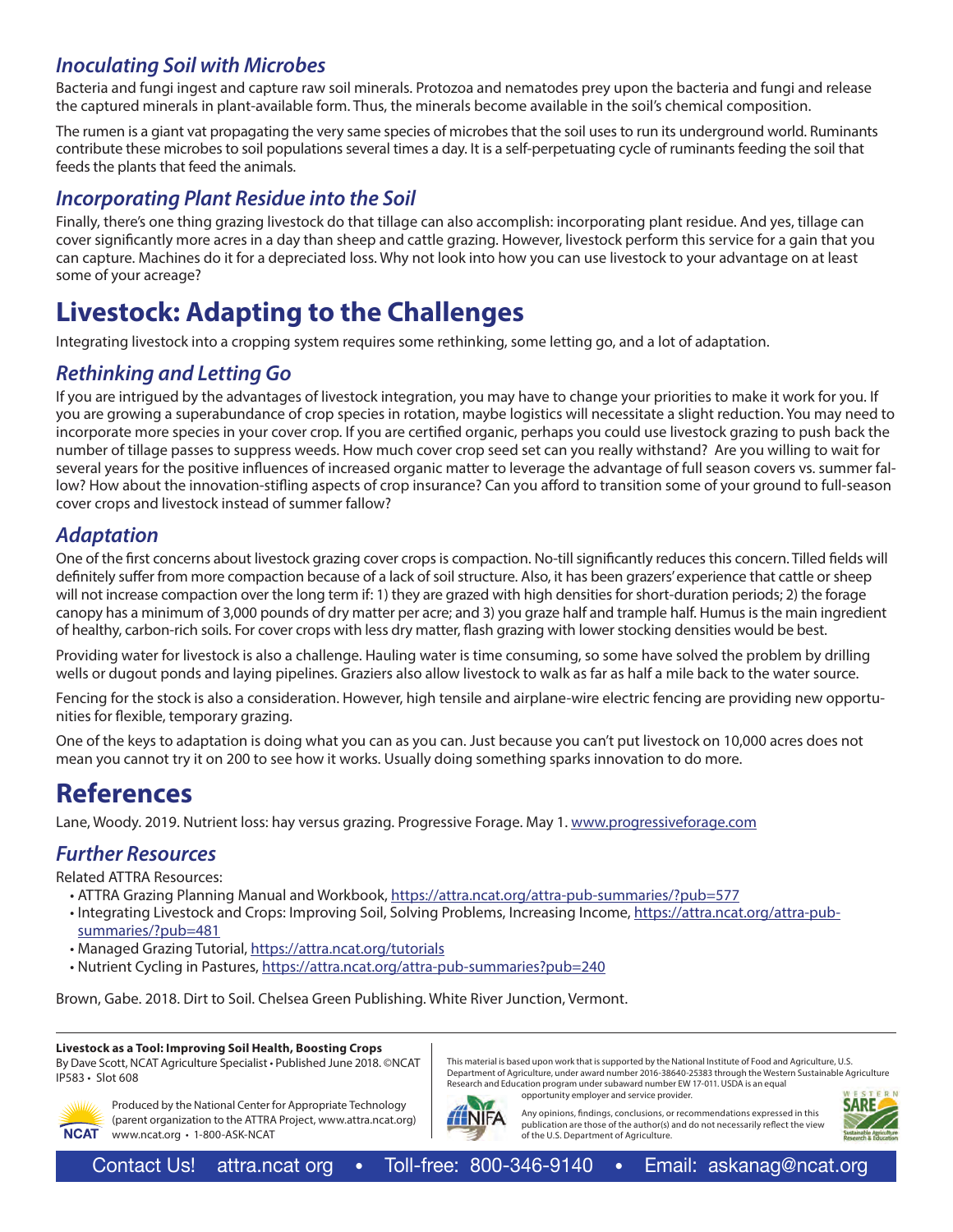### *Inoculating Soil with Microbes*

Bacteria and fungi ingest and capture raw soil minerals. Protozoa and nematodes prey upon the bacteria and fungi and release the captured minerals in plant-available form. Thus, the minerals become available in the soil's chemical composition.

The rumen is a giant vat propagating the very same species of microbes that the soil uses to run its underground world. Ruminants contribute these microbes to soil populations several times a day. It is a self-perpetuating cycle of ruminants feeding the soil that feeds the plants that feed the animals.

### *Incorporating Plant Residue into the Soil*

Finally, there's one thing grazing livestock do that tillage can also accomplish: incorporating plant residue. And yes, tillage can cover significantly more acres in a day than sheep and cattle grazing. However, livestock perform this service for a gain that you can capture. Machines do it for a depreciated loss. Why not look into how you can use livestock to your advantage on at least some of your acreage?

## Livestock: Adapting to the Challenges

Integrating livestock into a cropping system requires some rethinking, some letting go, and a lot of adaptation.

### *Rethinking and Letting Go*

If you are intrigued by the advantages of livestock integration, you may have to change your priorities to make it work for you. If you are growing a superabundance of crop species in rotation, maybe logistics will necessitate a slight reduction. You may need to incorporate more species in your cover crop. If you are certified organic, perhaps you could use livestock grazing to push back the number of tillage passes to suppress weeds. How much cover crop seed set can you really withstand? Are you willing to wait for several years for the positive influences of increased organic matter to leverage the advantage of full season covers vs. summer fallow? How about the innovation-stifling aspects of crop insurance? Can you afford to transition some of your ground to full-season cover crops and livestock instead of summer fallow?

### *Adaptation*

One of the first concerns about livestock grazing cover crops is compaction. No-till significantly reduces this concern. Tilled fields will definitely suffer from more compaction because of a lack of soil structure. Also, it has been grazers' experience that cattle or sheep will not increase compaction over the long term if: 1) they are grazed with high densities for short-duration periods; 2) the forage canopy has a minimum of 3,000 pounds of dry matter per acre; and 3) you graze half and trample half. Humus is the main ingredient of healthy, carbon-rich soils. For cover crops with less dry matter, flash grazing with lower stocking densities would be best.

Providing water for livestock is also a challenge. Hauling water is time consuming, so some have solved the problem by drilling wells or dugout ponds and laying pipelines. Graziers also allow livestock to walk as far as half a mile back to the water source.

Fencing for the stock is also a consideration. However, high tensile and airplane-wire electric fencing are providing new opportunities for flexible, temporary grazing.

One of the keys to adaptation is doing what you can as you can. Just because you can't put livestock on 10,000 acres does not mean you cannot try it on 200 to see how it works. Usually doing something sparks innovation to do more.

## References

Lane, Woody. 2019. Nutrient loss: hay versus grazing. Progressive Forage. May 1. www.progressiveforage.com

### *Further Resources*

Related ATTRA Resources:

- ATTRA Grazing Planning Manual and Workbook, https://attra.ncat.org/attra-pub-summaries/?pub=577
- Integrating Livestock and Crops: Improving Soil, Solving Problems, Increasing Income, https://attra.ncat.org/attra-pub-summaries/?pub=481
- Managed Grazing Tutorial, https://attra.ncat.org/tutorials
- Nutrient Cycling in Pastures, https://attra.ncat.org/attra-pub-summaries?pub=240

Brown, Gabe. 2018. Dirt to Soil. Chelsea Green Publishing. White River Junction, Vermont.

---

**Livestock as a Tool: Improving Soil Health, Boosting Crops**
By Dave Scott, NCAT Agriculture Specialist • Published June 2018. ©NCAT
IP583 • Slot 608

Produced by the National Center for Appropriate Technology (parent organization to the ATTRA Project, www.attra.ncat.org)
www.ncat.org • 1-800-ASK-NCAT

This material is based upon work that is supported by the National Institute of Food and Agriculture, U.S. Department of Agriculture, under award number 2016-38640-25383 through the Western Sustainable Agriculture Research and Education program under subaward number EW 17-011. USDA is an equal opportunity employer and service provider.

Any opinions, findings, conclusions, or recommendations expressed in this publication are those of the author(s) and do not necessarily reflect the view of the U.S. Department of Agriculture.

Contact Us! attra.ncat org • Toll-free: 800-346-9140 • Email: askanag@ncat.org